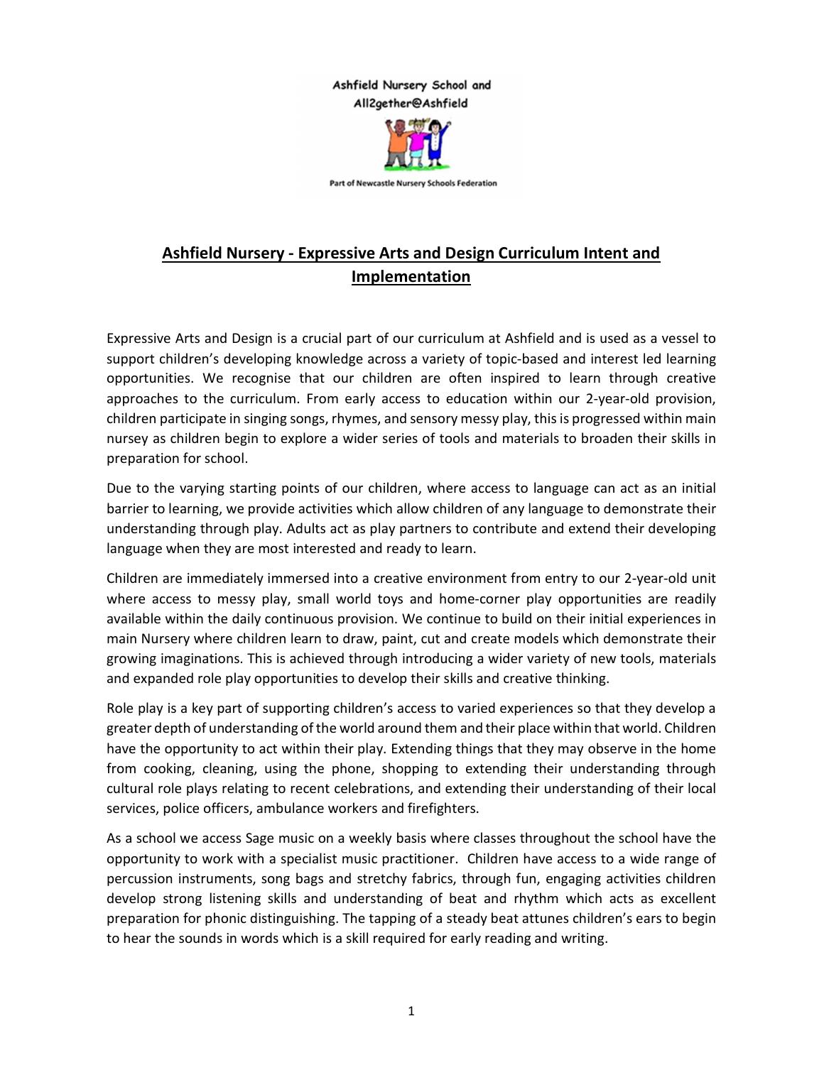Ashfield Nursery School and
All2gether@Ashfield

Part of Newcastle Nursery Schools Federation

# Ashfield Nursery - Expressive Arts and Design Curriculum Intent and Implementation

Expressive Arts and Design is a crucial part of our curriculum at Ashfield and is used as a vessel to support children's developing knowledge across a variety of topic-based and interest led learning opportunities. We recognise that our children are often inspired to learn through creative approaches to the curriculum. From early access to education within our 2-year-old provision, children participate in singing songs, rhymes, and sensory messy play, this is progressed within main nursey as children begin to explore a wider series of tools and materials to broaden their skills in preparation for school.

Due to the varying starting points of our children, where access to language can act as an initial barrier to learning, we provide activities which allow children of any language to demonstrate their understanding through play. Adults act as play partners to contribute and extend their developing language when they are most interested and ready to learn.

Children are immediately immersed into a creative environment from entry to our 2-year-old unit where access to messy play, small world toys and home-corner play opportunities are readily available within the daily continuous provision. We continue to build on their initial experiences in main Nursery where children learn to draw, paint, cut and create models which demonstrate their growing imaginations. This is achieved through introducing a wider variety of new tools, materials and expanded role play opportunities to develop their skills and creative thinking.

Role play is a key part of supporting children's access to varied experiences so that they develop a greater depth of understanding of the world around them and their place within that world. Children have the opportunity to act within their play. Extending things that they may observe in the home from cooking, cleaning, using the phone, shopping to extending their understanding through cultural role plays relating to recent celebrations, and extending their understanding of their local services, police officers, ambulance workers and firefighters.

As a school we access Sage music on a weekly basis where classes throughout the school have the opportunity to work with a specialist music practitioner. Children have access to a wide range of percussion instruments, song bags and stretchy fabrics, through fun, engaging activities children develop strong listening skills and understanding of beat and rhythm which acts as excellent preparation for phonic distinguishing. The tapping of a steady beat attunes children's ears to begin to hear the sounds in words which is a skill required for early reading and writing.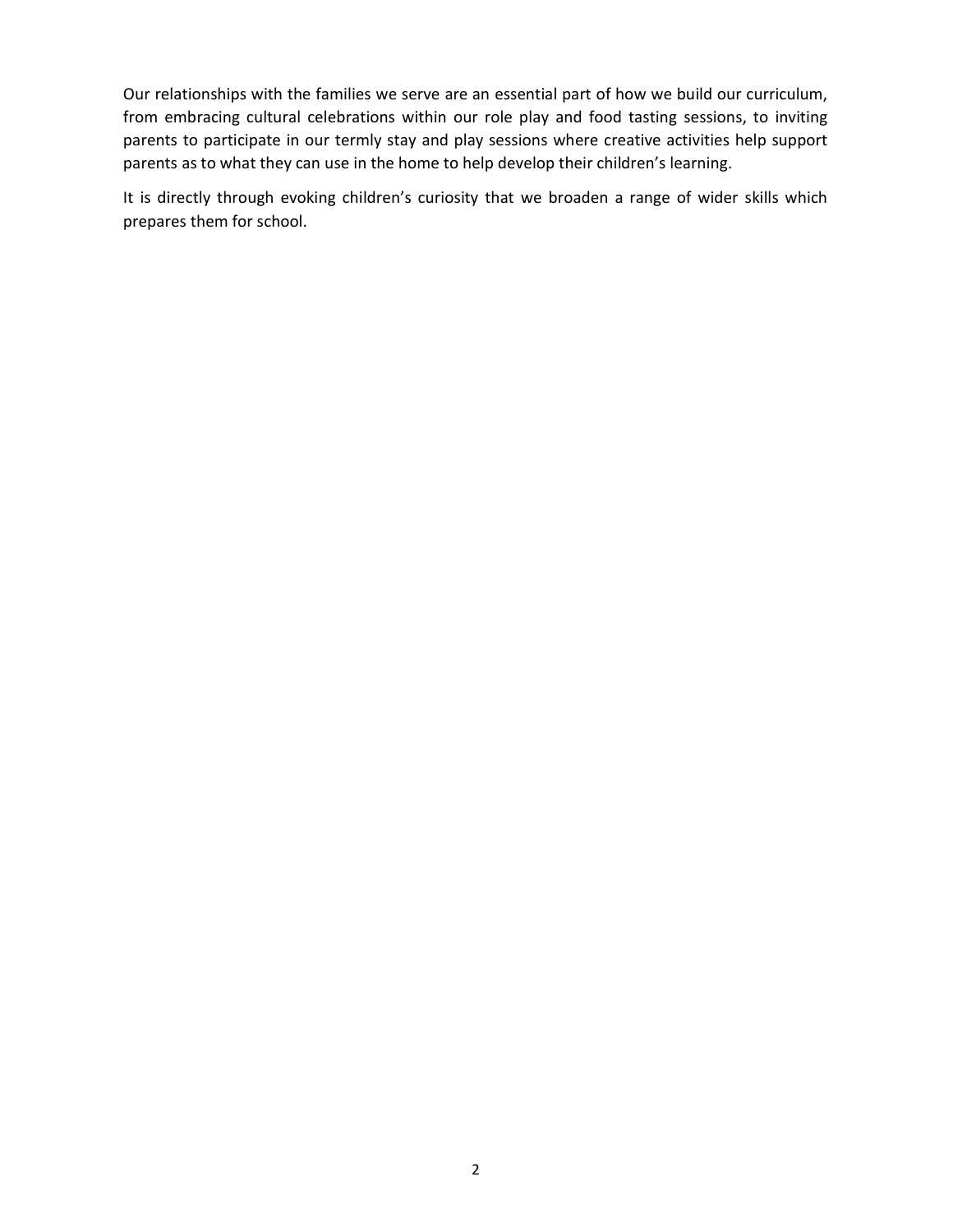Our relationships with the families we serve are an essential part of how we build our curriculum, from embracing cultural celebrations within our role play and food tasting sessions, to inviting parents to participate in our termly stay and play sessions where creative activities help support parents as to what they can use in the home to help develop their children's learning.

It is directly through evoking children's curiosity that we broaden a range of wider skills which prepares them for school.